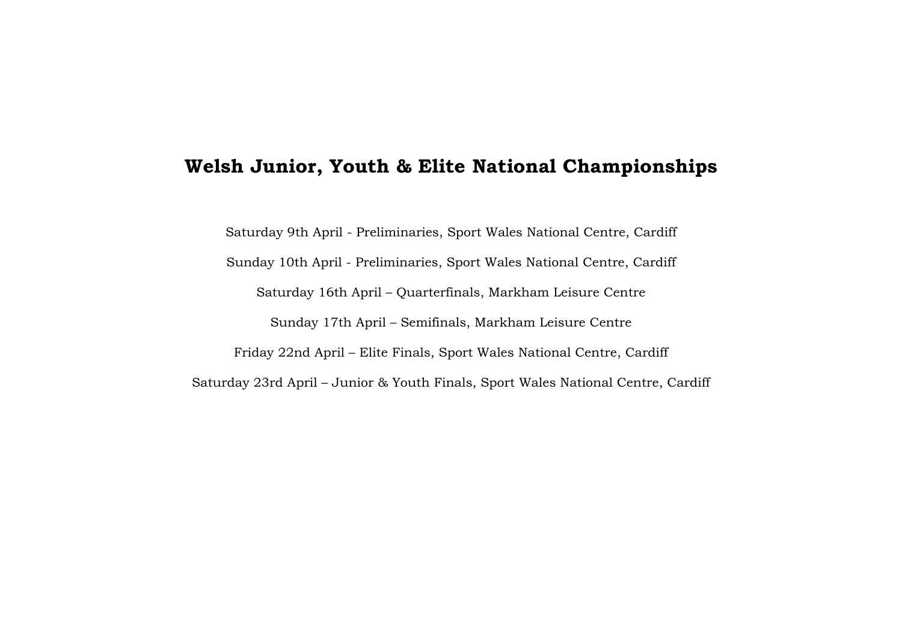# Welsh Junior, Youth & Elite National Championships

Saturday 9th April - Preliminaries, Sport Wales National Centre, Cardiff

Sunday 10th April - Preliminaries, Sport Wales National Centre, Cardiff

Saturday 16th April – Quarterfinals, Markham Leisure Centre

Sunday 17th April – Semifinals, Markham Leisure Centre

Friday 22nd April – Elite Finals, Sport Wales National Centre, Cardiff

Saturday 23rd April – Junior & Youth Finals, Sport Wales National Centre, Cardiff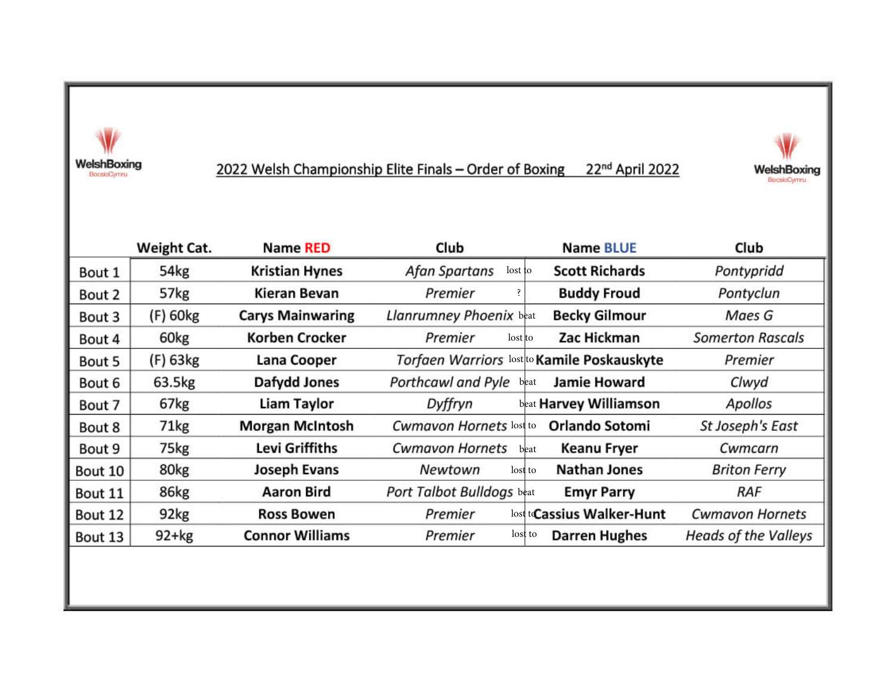WelshBoxing BocsioCymru

## 2022 Welsh Championship Elite Finals – Order of Boxing 22nd April 2022

WelshBoxing BocsioCymru

| | Weight Cat. | Name RED | Club | | Name BLUE | Club |
|---|---|---|---|---|---|---|
| Bout 1 | 54kg | Kristian Hynes | *Afan Spartans* | lost to | Scott Richards | *Pontypridd* |
| Bout 2 | 57kg | Kieran Bevan | *Premier* | ? | Buddy Froud | *Pontyclun* |
| Bout 3 | (F) 60kg | Carys Mainwaring | *Llanrumney Phoenix* | beat | Becky Gilmour | *Maes G* |
| Bout 4 | 60kg | Korben Crocker | *Premier* | lost to | Zac Hickman | *Somerton Rascals* |
| Bout 5 | (F) 63kg | Lana Cooper | *Torfaen Warriors* | lost to | Kamile Poskauskyte | *Premier* |
| Bout 6 | 63.5kg | Dafydd Jones | *Porthcawl and Pyle* | beat | Jamie Howard | *Clwyd* |
| Bout 7 | 67kg | Liam Taylor | *Dyffryn* | beat | Harvey Williamson | *Apollos* |
| Bout 8 | 71kg | Morgan McIntosh | *Cwmavon Hornets* | lost to | Orlando Sotomi | *St Joseph's East* |
| Bout 9 | 75kg | Levi Griffiths | *Cwmavon Hornets* | beat | Keanu Fryer | *Cwmcarn* |
| Bout 10 | 80kg | Joseph Evans | *Newtown* | lost to | Nathan Jones | *Briton Ferry* |
| Bout 11 | 86kg | Aaron Bird | *Port Talbot Bulldogs* | beat | Emyr Parry | *RAF* |
| Bout 12 | 92kg | Ross Bowen | *Premier* | lost to | Cassius Walker-Hunt | *Cwmavon Hornets* |
| Bout 13 | 92+kg | Connor Williams | *Premier* | lost to | Darren Hughes | *Heads of the Valleys* |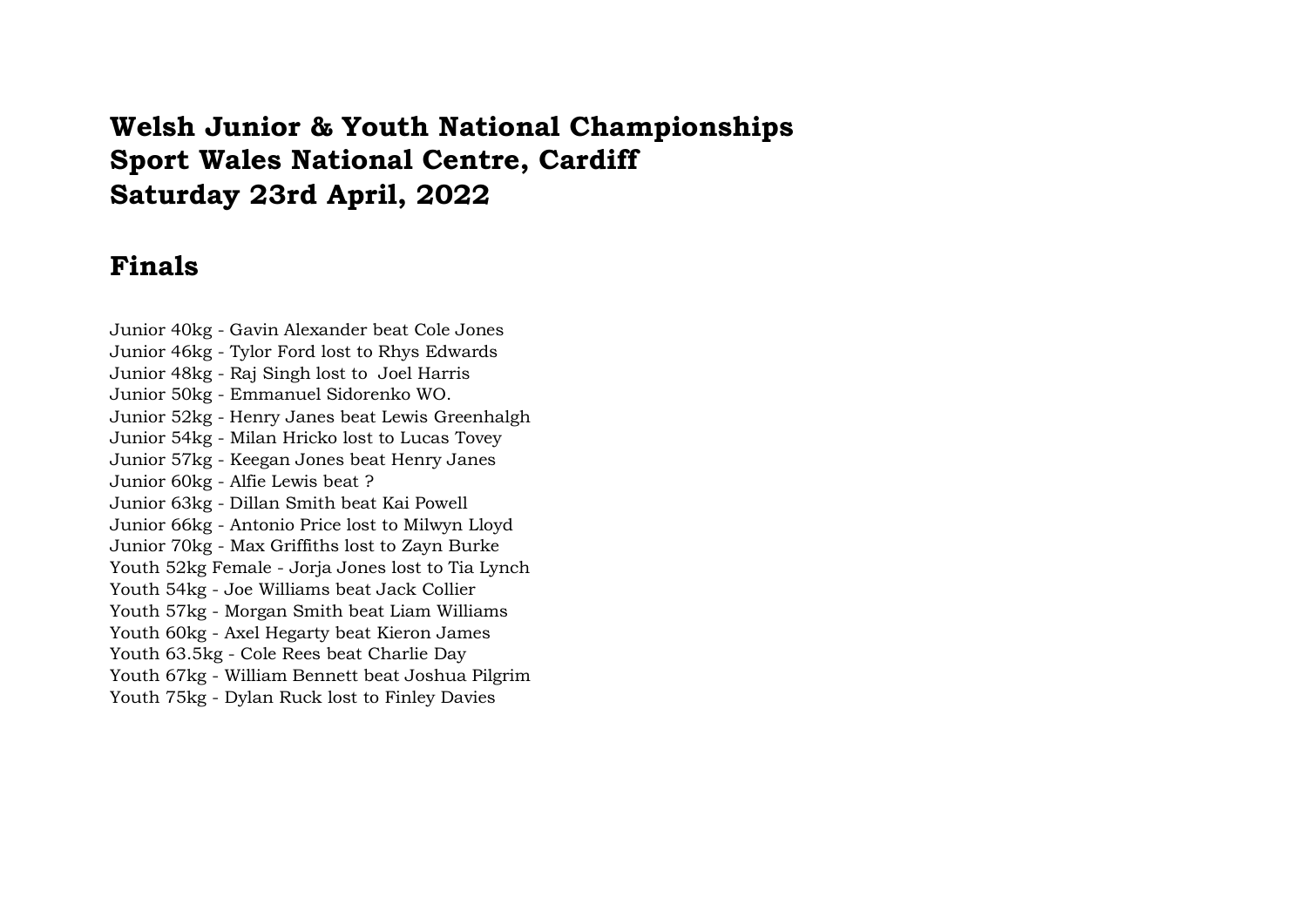# Welsh Junior & Youth National Championships
# Sport Wales National Centre, Cardiff
# Saturday 23rd April, 2022

## Finals

Junior 40kg - Gavin Alexander beat Cole Jones
Junior 46kg - Tylor Ford lost to Rhys Edwards
Junior 48kg - Raj Singh lost to Joel Harris
Junior 50kg - Emmanuel Sidorenko WO.
Junior 52kg - Henry Janes beat Lewis Greenhalgh
Junior 54kg - Milan Hricko lost to Lucas Tovey
Junior 57kg - Keegan Jones beat Henry Janes
Junior 60kg - Alfie Lewis beat ?
Junior 63kg - Dillan Smith beat Kai Powell
Junior 66kg - Antonio Price lost to Milwyn Lloyd
Junior 70kg - Max Griffiths lost to Zayn Burke
Youth 52kg Female - Jorja Jones lost to Tia Lynch
Youth 54kg - Joe Williams beat Jack Collier
Youth 57kg - Morgan Smith beat Liam Williams
Youth 60kg - Axel Hegarty beat Kieron James
Youth 63.5kg - Cole Rees beat Charlie Day
Youth 67kg - William Bennett beat Joshua Pilgrim
Youth 75kg - Dylan Ruck lost to Finley Davies